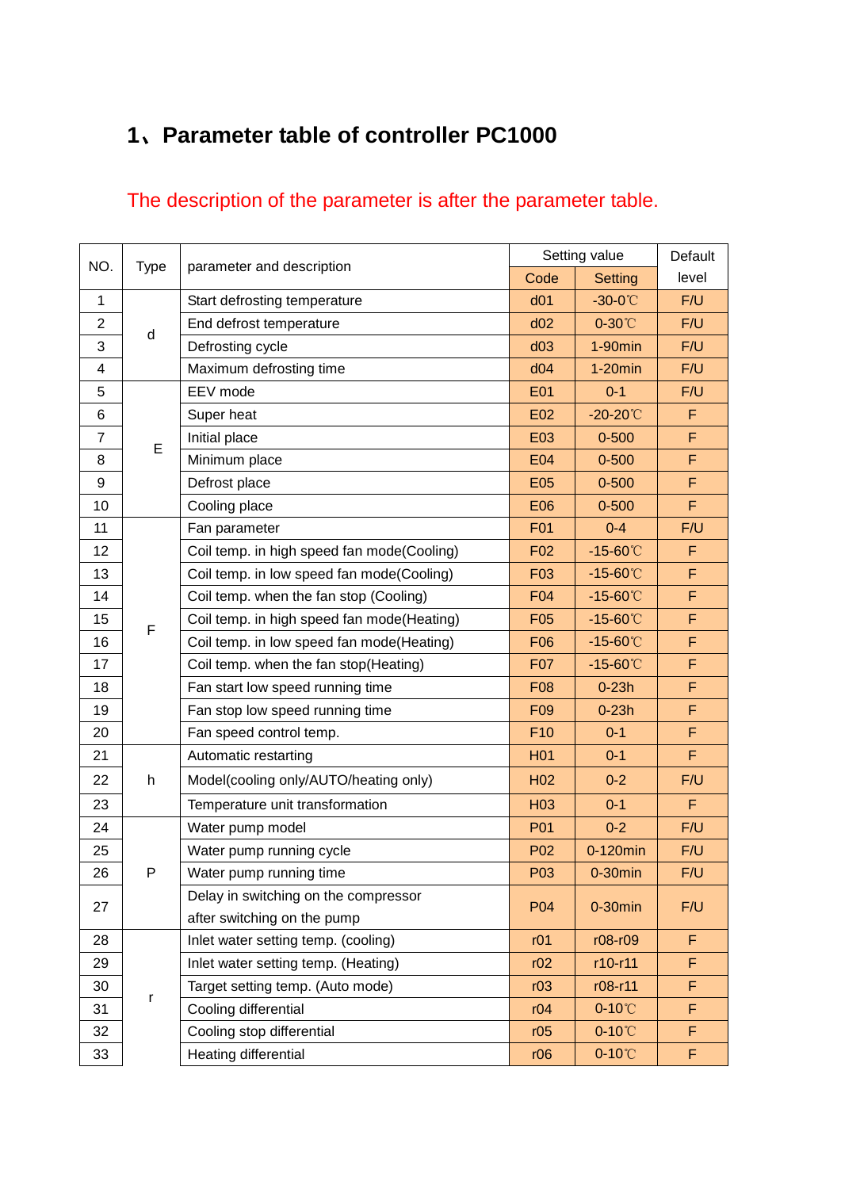# 1、Parameter table of controller PC1000

The description of the parameter is after the parameter table.

| NO. | Type | parameter and description | Setting value | | Default level |
|---|---|---|---|---|---|
| | | | Code | Setting | |
| 1 | d | Start defrosting temperature | d01 | -30-0℃ | F/U |
| 2 | | End defrost temperature | d02 | 0-30℃ | F/U |
| 3 | | Defrosting cycle | d03 | 1-90min | F/U |
| 4 | | Maximum defrosting time | d04 | 1-20min | F/U |
| 5 | E | EEV mode | E01 | 0-1 | F/U |
| 6 | | Super heat | E02 | -20-20℃ | F |
| 7 | | Initial place | E03 | 0-500 | F |
| 8 | | Minimum place | E04 | 0-500 | F |
| 9 | | Defrost place | E05 | 0-500 | F |
| 10 | | Cooling place | E06 | 0-500 | F |
| 11 | F | Fan parameter | F01 | 0-4 | F/U |
| 12 | | Coil temp. in high speed fan mode(Cooling) | F02 | -15-60℃ | F |
| 13 | | Coil temp. in low speed fan mode(Cooling) | F03 | -15-60℃ | F |
| 14 | | Coil temp. when the fan stop (Cooling) | F04 | -15-60℃ | F |
| 15 | | Coil temp. in high speed fan mode(Heating) | F05 | -15-60℃ | F |
| 16 | | Coil temp. in low speed fan mode(Heating) | F06 | -15-60℃ | F |
| 17 | | Coil temp. when the fan stop(Heating) | F07 | -15-60℃ | F |
| 18 | | Fan start low speed running time | F08 | 0-23h | F |
| 19 | | Fan stop low speed running time | F09 | 0-23h | F |
| 20 | | Fan speed control temp. | F10 | 0-1 | F |
| 21 | h | Automatic restarting | H01 | 0-1 | F |
| 22 | | Model(cooling only/AUTO/heating only) | H02 | 0-2 | F/U |
| 23 | | Temperature unit transformation | H03 | 0-1 | F |
| 24 | P | Water pump model | P01 | 0-2 | F/U |
| 25 | | Water pump running cycle | P02 | 0-120min | F/U |
| 26 | | Water pump running time | P03 | 0-30min | F/U |
| 27 | | Delay in switching on the compressor after switching on the pump | P04 | 0-30min | F/U |
| 28 | r | Inlet water setting temp. (cooling) | r01 | r08-r09 | F |
| 29 | | Inlet water setting temp. (Heating) | r02 | r10-r11 | F |
| 30 | | Target setting temp. (Auto mode) | r03 | r08-r11 | F |
| 31 | | Cooling differential | r04 | 0-10℃ | F |
| 32 | | Cooling stop differential | r05 | 0-10℃ | F |
| 33 | | Heating differential | r06 | 0-10℃ | F |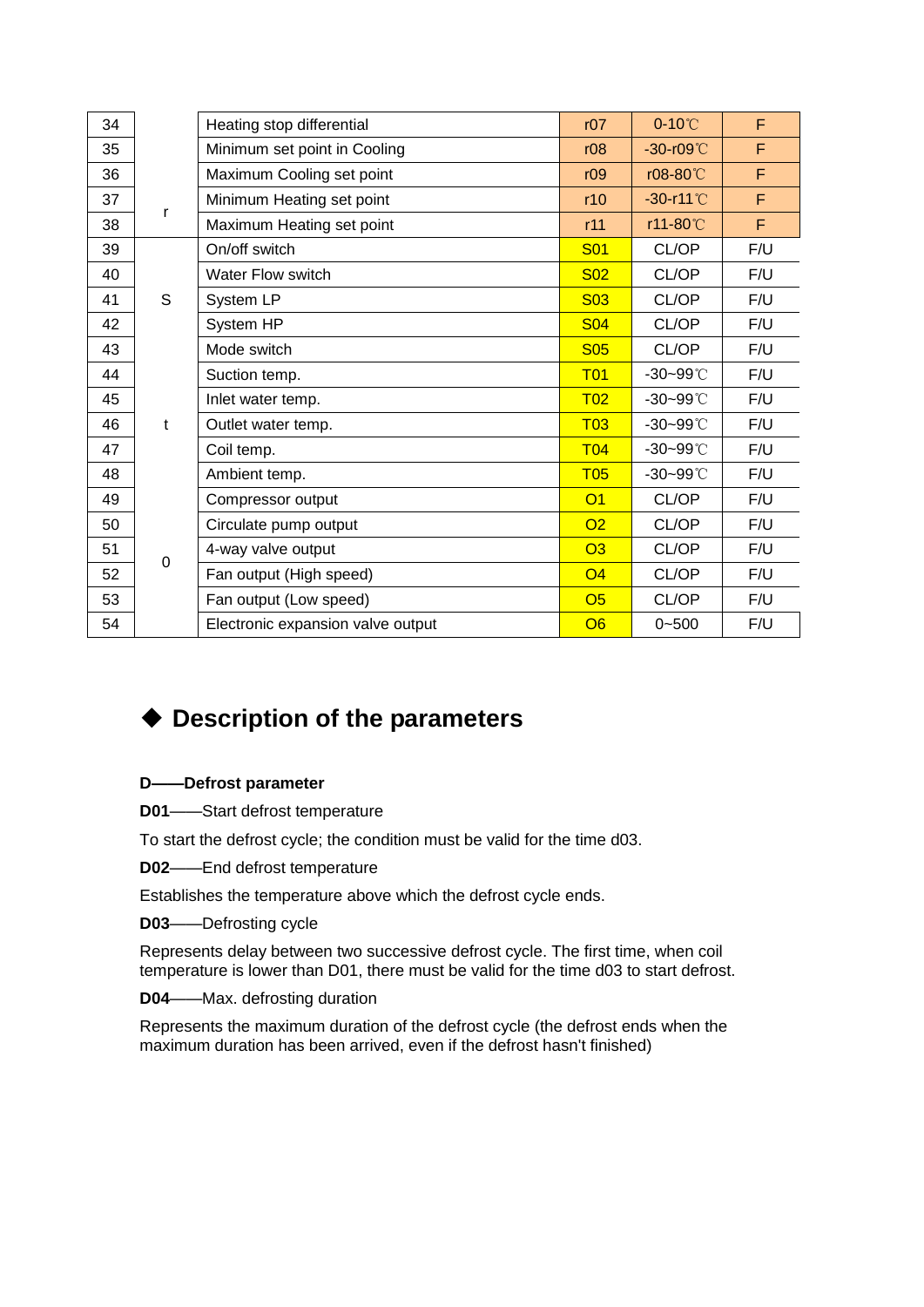| | | | | | |
|---|---|---|---|---|---|
| 34 | r | Heating stop differential | r07 | 0-10℃ | F |
| 35 | | Minimum set point in Cooling | r08 | -30-r09℃ | F |
| 36 | | Maximum Cooling set point | r09 | r08-80℃ | F |
| 37 | | Minimum Heating set point | r10 | -30-r11℃ | F |
| 38 | | Maximum Heating set point | r11 | r11-80℃ | F |
| 39 | S | On/off switch | S01 | CL/OP | F/U |
| 40 | | Water Flow switch | S02 | CL/OP | F/U |
| 41 | | System LP | S03 | CL/OP | F/U |
| 42 | | System HP | S04 | CL/OP | F/U |
| 43 | | Mode switch | S05 | CL/OP | F/U |
| 44 | t | Suction temp. | T01 | -30~99℃ | F/U |
| 45 | | Inlet water temp. | T02 | -30~99℃ | F/U |
| 46 | | Outlet water temp. | T03 | -30~99℃ | F/U |
| 47 | | Coil temp. | T04 | -30~99℃ | F/U |
| 48 | | Ambient temp. | T05 | -30~99℃ | F/U |
| 49 | 0 | Compressor output | O1 | CL/OP | F/U |
| 50 | | Circulate pump output | O2 | CL/OP | F/U |
| 51 | | 4-way valve output | O3 | CL/OP | F/U |
| 52 | | Fan output (High speed) | O4 | CL/OP | F/U |
| 53 | | Fan output (Low speed) | O5 | CL/OP | F/U |
| 54 | | Electronic expansion valve output | O6 | 0~500 | F/U |

## ◆ Description of the parameters

**D——Defrost parameter**

**D01**——Start defrost temperature

To start the defrost cycle; the condition must be valid for the time d03.

**D02**——End defrost temperature

Establishes the temperature above which the defrost cycle ends.

**D03**——Defrosting cycle

Represents delay between two successive defrost cycle. The first time, when coil temperature is lower than D01, there must be valid for the time d03 to start defrost.

**D04**——Max. defrosting duration

Represents the maximum duration of the defrost cycle (the defrost ends when the maximum duration has been arrived, even if the defrost hasn't finished)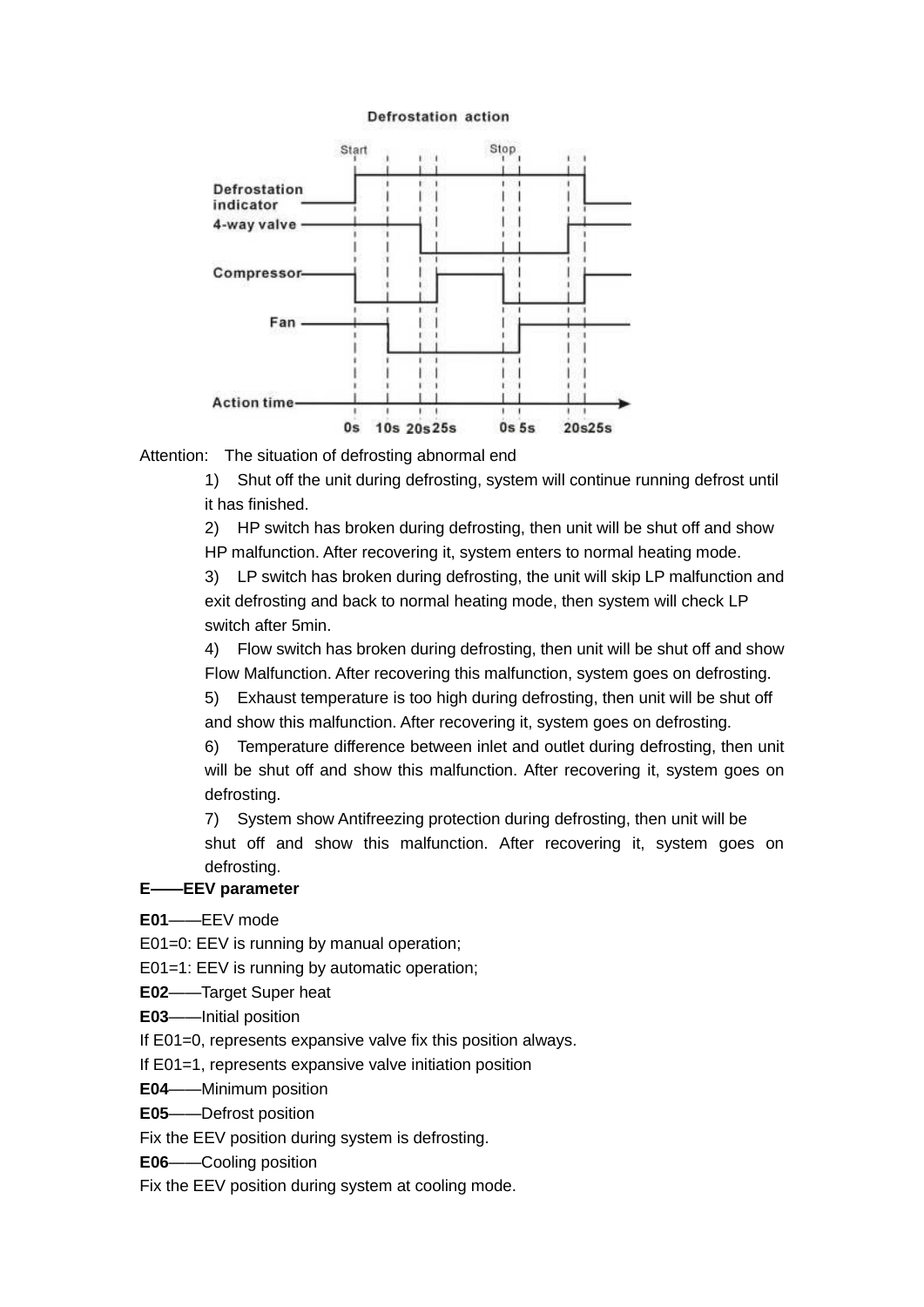Defrostation action

Start — Stop

Defrostation indicator

4-way valve

Compressor

Fan

Action time

0s 10s 20s 25s 0s 5s 20s 25s

Attention: The situation of defrosting abnormal end

1) Shut off the unit during defrosting, system will continue running defrost until it has finished.

2) HP switch has broken during defrosting, then unit will be shut off and show HP malfunction. After recovering it, system enters to normal heating mode.

3) LP switch has broken during defrosting, the unit will skip LP malfunction and exit defrosting and back to normal heating mode, then system will check LP switch after 5min.

4) Flow switch has broken during defrosting, then unit will be shut off and show Flow Malfunction. After recovering this malfunction, system goes on defrosting.

5) Exhaust temperature is too high during defrosting, then unit will be shut off and show this malfunction. After recovering it, system goes on defrosting.

6) Temperature difference between inlet and outlet during defrosting, then unit will be shut off and show this malfunction. After recovering it, system goes on defrosting.

7) System show Antifreezing protection during defrosting, then unit will be shut off and show this malfunction. After recovering it, system goes on defrosting.

**E——EEV parameter**

**E01**——EEV mode

E01=0: EEV is running by manual operation;

E01=1: EEV is running by automatic operation;

**E02**——Target Super heat

**E03**——Initial position

If E01=0, represents expansive valve fix this position always.

If E01=1, represents expansive valve initiation position

**E04**——Minimum position

**E05**——Defrost position

Fix the EEV position during system is defrosting.

**E06**——Cooling position

Fix the EEV position during system at cooling mode.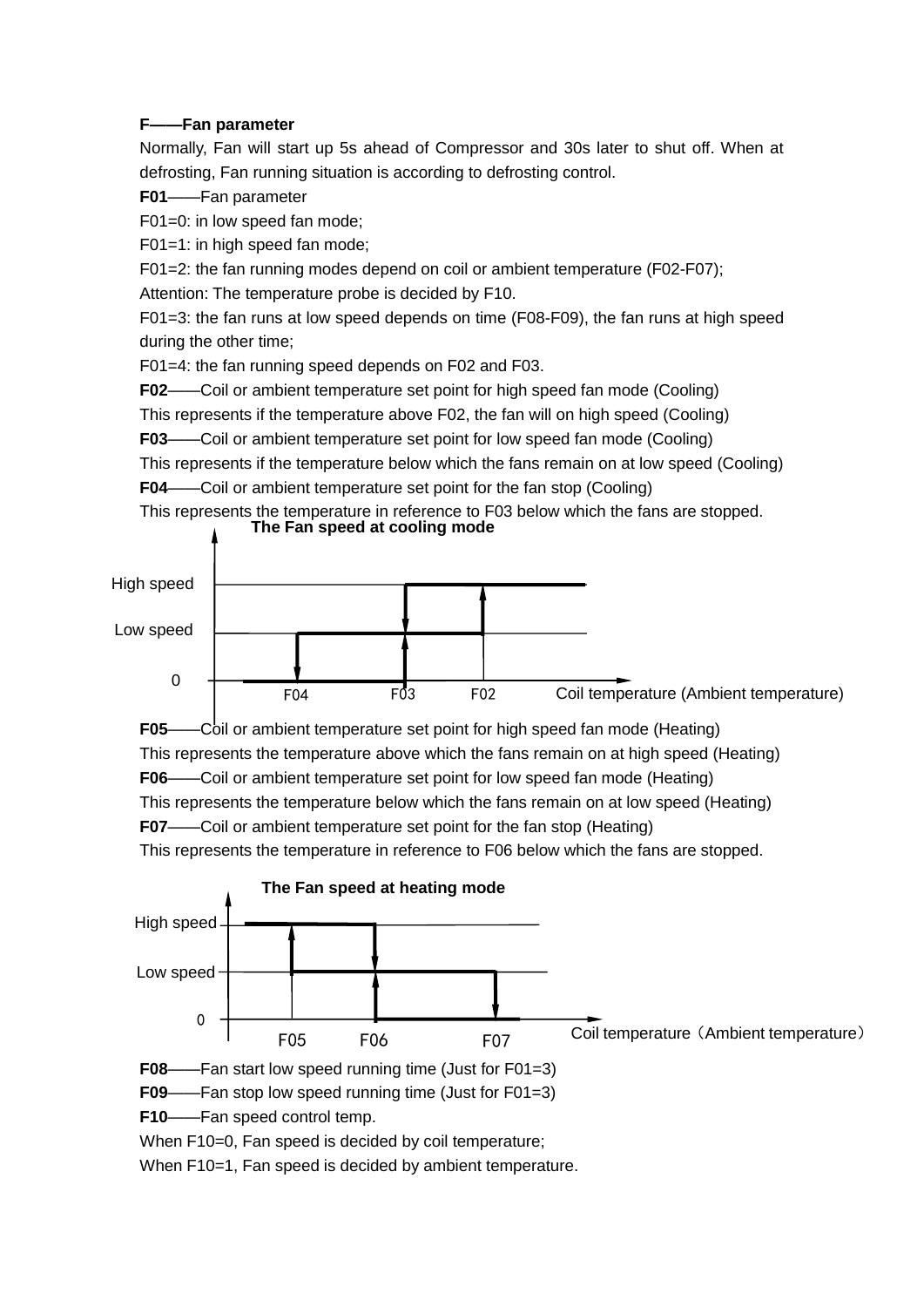**F——Fan parameter**

Normally, Fan will start up 5s ahead of Compressor and 30s later to shut off. When at defrosting, Fan running situation is according to defrosting control.

**F01**——Fan parameter

F01=0: in low speed fan mode;

F01=1: in high speed fan mode;

F01=2: the fan running modes depend on coil or ambient temperature (F02-F07);

Attention: The temperature probe is decided by F10.

F01=3: the fan runs at low speed depends on time (F08-F09), the fan runs at high speed during the other time;

F01=4: the fan running speed depends on F02 and F03.

**F02**——Coil or ambient temperature set point for high speed fan mode (Cooling)

This represents if the temperature above F02, the fan will on high speed (Cooling)

**F03**——Coil or ambient temperature set point for low speed fan mode (Cooling)

This represents if the temperature below which the fans remain on at low speed (Cooling)

**F04**——Coil or ambient temperature set point for the fan stop (Cooling)

This represents the temperature in reference to F03 below which the fans are stopped.

**The Fan speed at cooling mode**

High speed

Low speed

0

F04 F03 F02 Coil temperature (Ambient temperature)

**F05**——Coil or ambient temperature set point for high speed fan mode (Heating)

This represents the temperature above which the fans remain on at high speed (Heating)

**F06**——Coil or ambient temperature set point for low speed fan mode (Heating)

This represents the temperature below which the fans remain on at low speed (Heating)

**F07**——Coil or ambient temperature set point for the fan stop (Heating)

This represents the temperature in reference to F06 below which the fans are stopped.

**The Fan speed at heating mode**

High speed

Low speed

0

F05 F06 F07 Coil temperature（Ambient temperature）

**F08**——Fan start low speed running time (Just for F01=3)

**F09**——Fan stop low speed running time (Just for F01=3)

**F10**——Fan speed control temp.

When F10=0, Fan speed is decided by coil temperature;

When F10=1, Fan speed is decided by ambient temperature.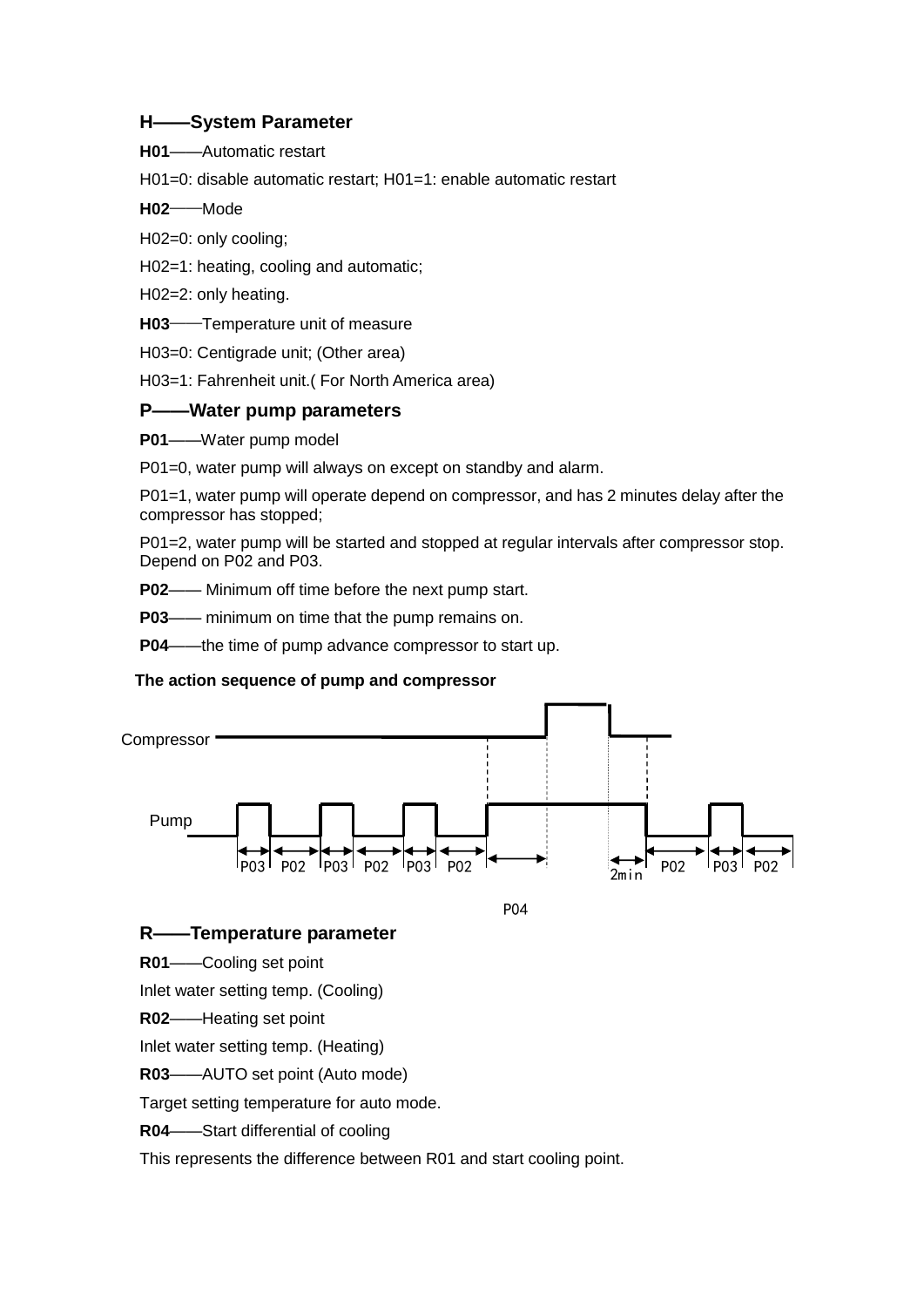## H——System Parameter

**H01**——Automatic restart

H01=0: disable automatic restart; H01=1: enable automatic restart

**H02**——Mode

H02=0: only cooling;

H02=1: heating, cooling and automatic;

H02=2: only heating.

**H03**——Temperature unit of measure

H03=0: Centigrade unit; (Other area)

H03=1: Fahrenheit unit.( For North America area)

## P——Water pump parameters

**P01**——Water pump model

P01=0, water pump will always on except on standby and alarm.

P01=1, water pump will operate depend on compressor, and has 2 minutes delay after the compressor has stopped;

P01=2, water pump will be started and stopped at regular intervals after compressor stop. Depend on P02 and P03.

**P02**—— Minimum off time before the next pump start.

**P03**—— minimum on time that the pump remains on.

**P04**——the time of pump advance compressor to start up.

**The action sequence of pump and compressor**

Compressor

Pump

P03 P02 P03 P02 P03 P02 P04 2min P02 P03 P02

## R——Temperature parameter

**R01**——Cooling set point

Inlet water setting temp. (Cooling)

**R02**——Heating set point

Inlet water setting temp. (Heating)

**R03**——AUTO set point (Auto mode)

Target setting temperature for auto mode.

**R04**——Start differential of cooling

This represents the difference between R01 and start cooling point.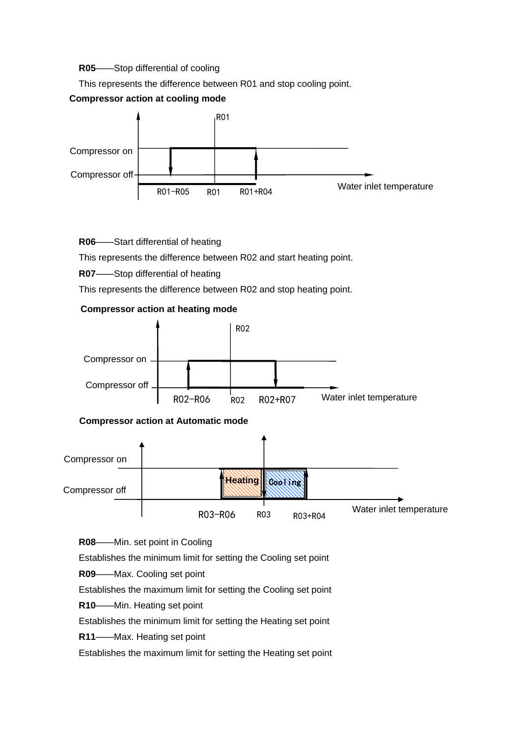**R05**——Stop differential of cooling

This represents the difference between R01 and stop cooling point.

**Compressor action at cooling mode**

Compressor on

Compressor off

R01−R05 R01 R01+R04

Water inlet temperature

**R06**——Start differential of heating

This represents the difference between R02 and start heating point.

**R07**——Stop differential of heating

This represents the difference between R02 and stop heating point.

**Compressor action at heating mode**

Compressor on

Compressor off

R02−R06 R02 R02+R07

Water inlet temperature

**Compressor action at Automatic mode**

Compressor on

Compressor off

Heating Cooling

R03−R06 R03 R03+R04

Water inlet temperature

**R08**——Min. set point in Cooling

Establishes the minimum limit for setting the Cooling set point

**R09**——Max. Cooling set point

Establishes the maximum limit for setting the Cooling set point

**R10**——Min. Heating set point

Establishes the minimum limit for setting the Heating set point

**R11**——Max. Heating set point

Establishes the maximum limit for setting the Heating set point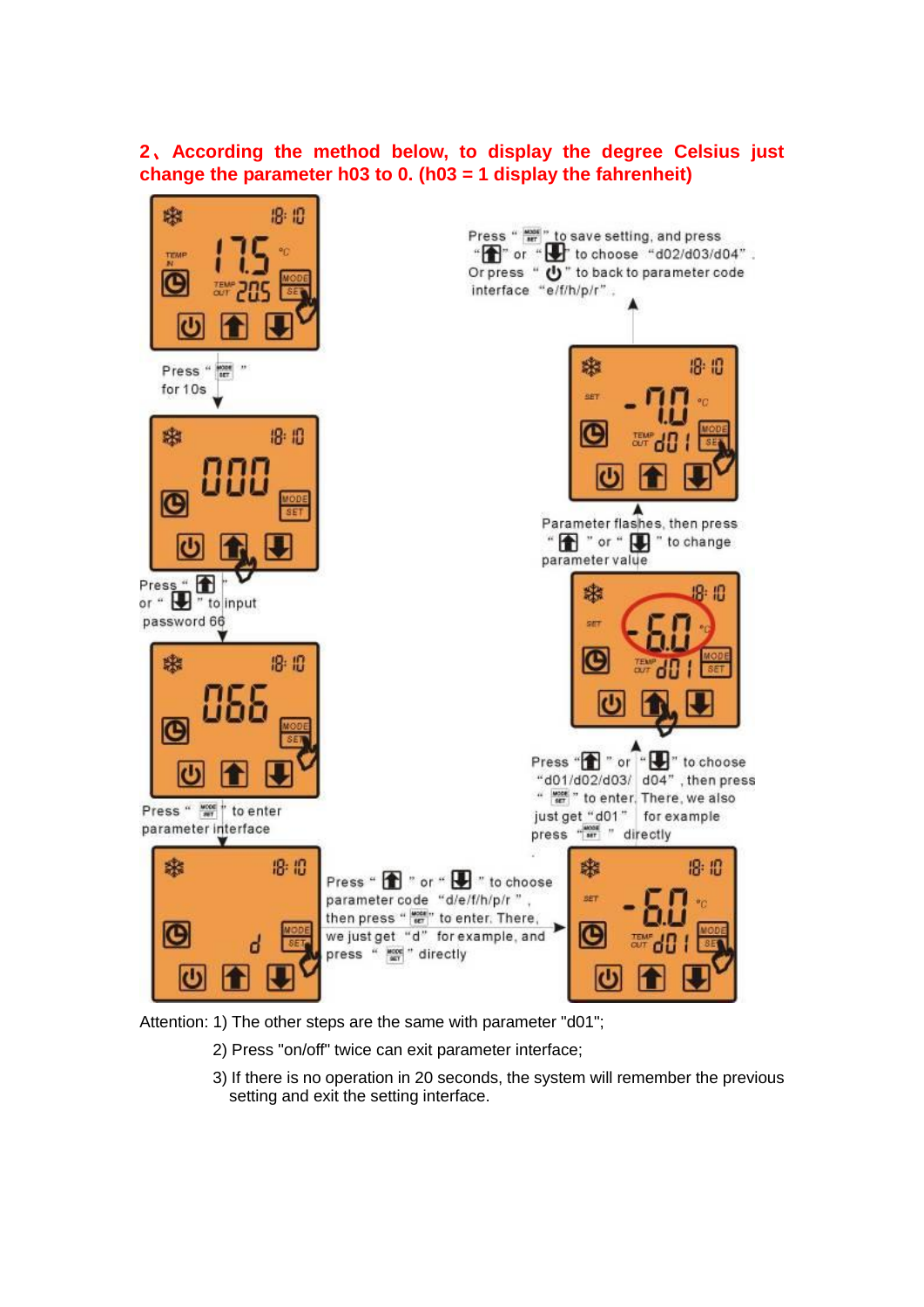## 2、According the method below, to display the degree Celsius just change the parameter h03 to 0. (h03 = 1 display the fahrenheit)

Press " MODE SET " for 10s

Press " ⬆ " or " ⬇ " to input password 66

Press " MODE SET " to enter parameter interface

Press " ⬆ " or " ⬇ " to choose parameter code "d/e/f/h/p/r", then press " MODE SET " to enter. There, we just get "d" for example, and press " MODE SET " directly

Press " ⬆ " or " ⬇ " to choose "d01/d02/d03/ d04", then press " MODE SET " to enter. There, we also just get "d01" for example press " MODE SET " directly

Parameter flashes, then press " ⬆ " or " ⬇ " to change parameter value

Press " MODE SET " to save setting, and press " ⬆ " or " ⬇ " to choose "d02/d03/d04". Or press " ⏻ " to back to parameter code interface "e/f/h/p/r".

Attention: 1) The other steps are the same with parameter "d01";

2) Press "on/off" twice can exit parameter interface;

3) If there is no operation in 20 seconds, the system will remember the previous setting and exit the setting interface.